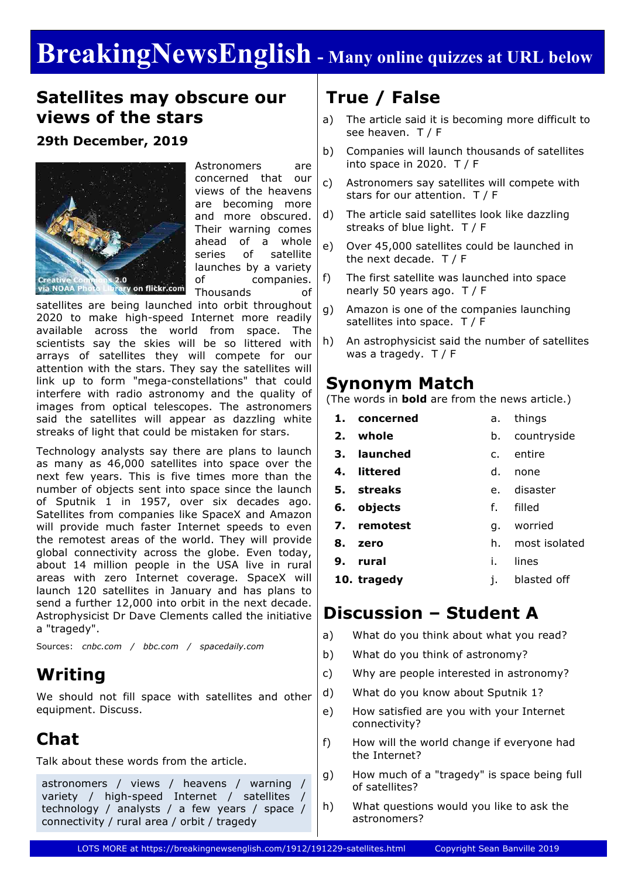# BreakingNewsEnglish - Many online quizzes at URL below

## Satellites may obscure our views of the stars

**29th December, 2019**

Creative Commons 2.0 via NOAA Photo Library on flickr.com

Astronomers are concerned that our views of the heavens are becoming more and more obscured. Their warning comes ahead of a whole series of satellite launches by a variety of companies. Thousands of satellites are being launched into orbit throughout 2020 to make high-speed Internet more readily available across the world from space. The scientists say the skies will be so littered with arrays of satellites they will compete for our attention with the stars. They say the satellites will link up to form "mega-constellations" that could interfere with radio astronomy and the quality of images from optical telescopes. The astronomers said the satellites will appear as dazzling white streaks of light that could be mistaken for stars.

Technology analysts say there are plans to launch as many as 46,000 satellites into space over the next few years. This is five times more than the number of objects sent into space since the launch of Sputnik 1 in 1957, over six decades ago. Satellites from companies like SpaceX and Amazon will provide much faster Internet speeds to even the remotest areas of the world. They will provide global connectivity across the globe. Even today, about 14 million people in the USA live in rural areas with zero Internet coverage. SpaceX will launch 120 satellites in January and has plans to send a further 12,000 into orbit in the next decade. Astrophysicist Dr Dave Clements called the initiative a "tragedy".

Sources: *cnbc.com / bbc.com / spacedaily.com*

## Writing

We should not fill space with satellites and other equipment. Discuss.

## Chat

Talk about these words from the article.

astronomers / views / heavens / warning / variety / high-speed Internet / satellites / technology / analysts / a few years / space / connectivity / rural area / orbit / tragedy

## True / False

a) The article said it is becoming more difficult to see heaven. T / F

b) Companies will launch thousands of satellites into space in 2020. T / F

c) Astronomers say satellites will compete with stars for our attention. T / F

d) The article said satellites look like dazzling streaks of blue light. T / F

e) Over 45,000 satellites could be launched in the next decade. T / F

f) The first satellite was launched into space nearly 50 years ago. T / F

g) Amazon is one of the companies launching satellites into space. T / F

h) An astrophysicist said the number of satellites was a tragedy. T / F

## Synonym Match

(The words in **bold** are from the news article.)

| | | | |
|---|---|---|---|
| **1.** | **concerned** | a. | things |
| **2.** | **whole** | b. | countryside |
| **3.** | **launched** | c. | entire |
| **4.** | **littered** | d. | none |
| **5.** | **streaks** | e. | disaster |
| **6.** | **objects** | f. | filled |
| **7.** | **remotest** | g. | worried |
| **8.** | **zero** | h. | most isolated |
| **9.** | **rural** | i. | lines |
| **10.** | **tragedy** | j. | blasted off |

## Discussion – Student A

a) What do you think about what you read?

b) What do you think of astronomy?

c) Why are people interested in astronomy?

d) What do you know about Sputnik 1?

e) How satisfied are you with your Internet connectivity?

f) How will the world change if everyone had the Internet?

g) How much of a "tragedy" is space being full of satellites?

h) What questions would you like to ask the astronomers?

LOTS MORE at https://breakingnewsenglish.com/1912/191229-satellites.html Copyright Sean Banville 2019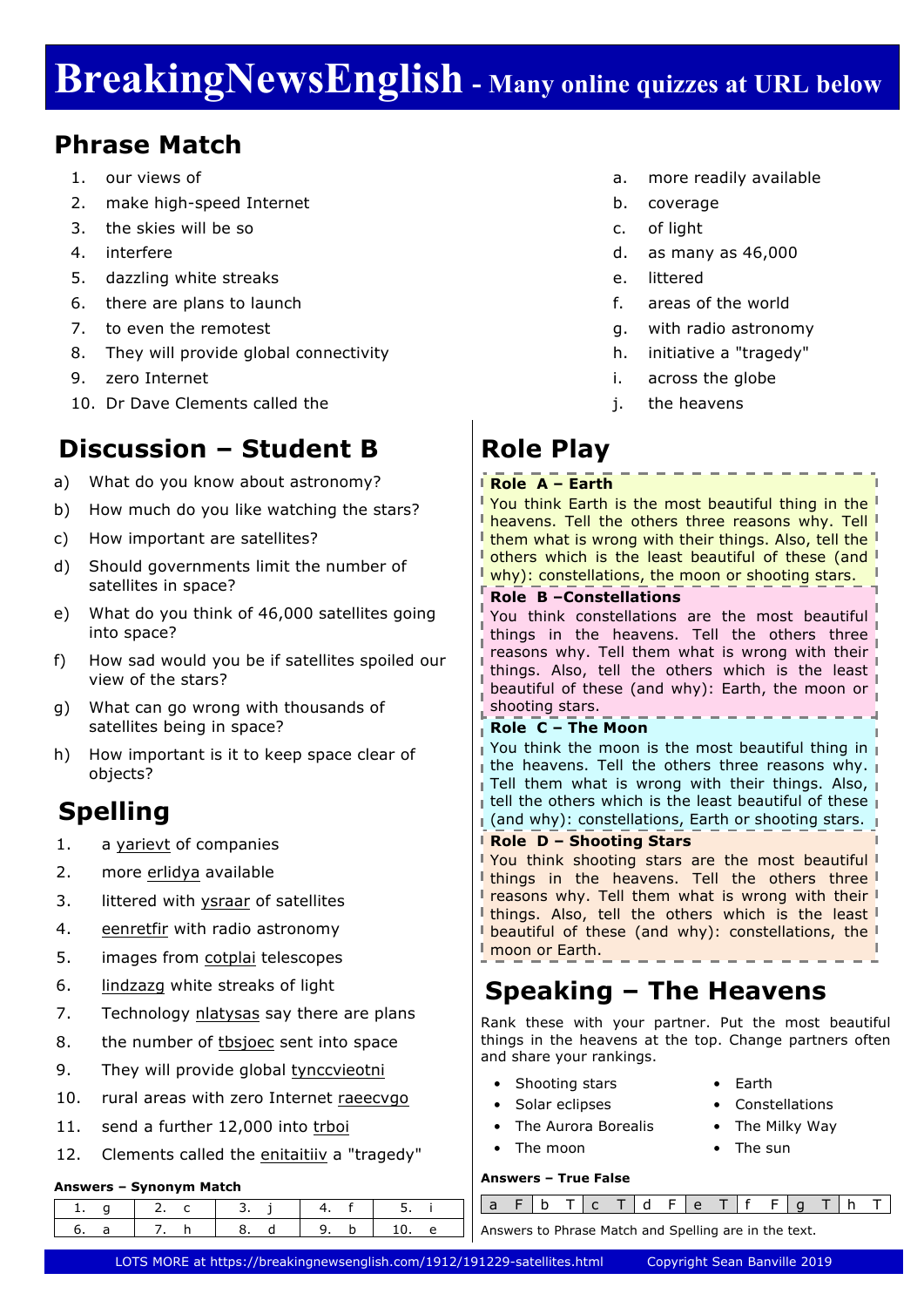# BreakingNewsEnglish - Many online quizzes at URL below

## Phrase Match

1. our views of
2. make high-speed Internet
3. the skies will be so
4. interfere
5. dazzling white streaks
6. there are plans to launch
7. to even the remotest
8. They will provide global connectivity
9. zero Internet
10. Dr Dave Clements called the

a. more readily available
b. coverage
c. of light
d. as many as 46,000
e. littered
f. areas of the world
g. with radio astronomy
h. initiative a "tragedy"
i. across the globe
j. the heavens

## Discussion – Student B

a) What do you know about astronomy?
b) How much do you like watching the stars?
c) How important are satellites?
d) Should governments limit the number of satellites in space?
e) What do you think of 46,000 satellites going into space?
f) How sad would you be if satellites spoiled our view of the stars?
g) What can go wrong with thousands of satellites being in space?
h) How important is it to keep space clear of objects?

## Spelling

1. a yarievt of companies
2. more erlidya available
3. littered with ysraar of satellites
4. eenretfir with radio astronomy
5. images from cotplai telescopes
6. lindzazg white streaks of light
7. Technology nlatysas say there are plans
8. the number of tbsjoec sent into space
9. They will provide global tynccvieotni
10. rural areas with zero Internet raeecvgo
11. send a further 12,000 into trboi
12. Clements called the enitaitiiv a "tragedy"

**Answers – Synonym Match**

| | | | | |
|---|---|---|---|---|
| 1. g | 2. c | 3. j | 4. f | 5. i |
| 6. a | 7. h | 8. d | 9. b | 10. e |

## Role Play

**Role A – Earth**
You think Earth is the most beautiful thing in the heavens. Tell the others three reasons why. Tell them what is wrong with their things. Also, tell the others which is the least beautiful of these (and why): constellations, the moon or shooting stars.

**Role B –Constellations**
You think constellations are the most beautiful things in the heavens. Tell the others three reasons why. Tell them what is wrong with their things. Also, tell the others which is the least beautiful of these (and why): Earth, the moon or shooting stars.

**Role C – The Moon**
You think the moon is the most beautiful thing in the heavens. Tell the others three reasons why. Tell them what is wrong with their things. Also, tell the others which is the least beautiful of these (and why): constellations, Earth or shooting stars.

**Role D – Shooting Stars**
You think shooting stars are the most beautiful things in the heavens. Tell the others three reasons why. Tell them what is wrong with their things. Also, tell the others which is the least beautiful of these (and why): constellations, the moon or Earth.

## Speaking – The Heavens

Rank these with your partner. Put the most beautiful things in the heavens at the top. Change partners often and share your rankings.

- Shooting stars
- Solar eclipses
- The Aurora Borealis
- The moon
- Earth
- Constellations
- The Milky Way
- The sun

**Answers – True False**

| | | | | | | | | | | | | | | | |
|---|---|---|---|---|---|---|---|---|---|---|---|---|---|---|---|
| a | F | b | T | c | T | d | F | e | T | f | F | g | T | h | T |

Answers to Phrase Match and Spelling are in the text.

LOTS MORE at https://breakingnewsenglish.com/1912/191229-satellites.html Copyright Sean Banville 2019